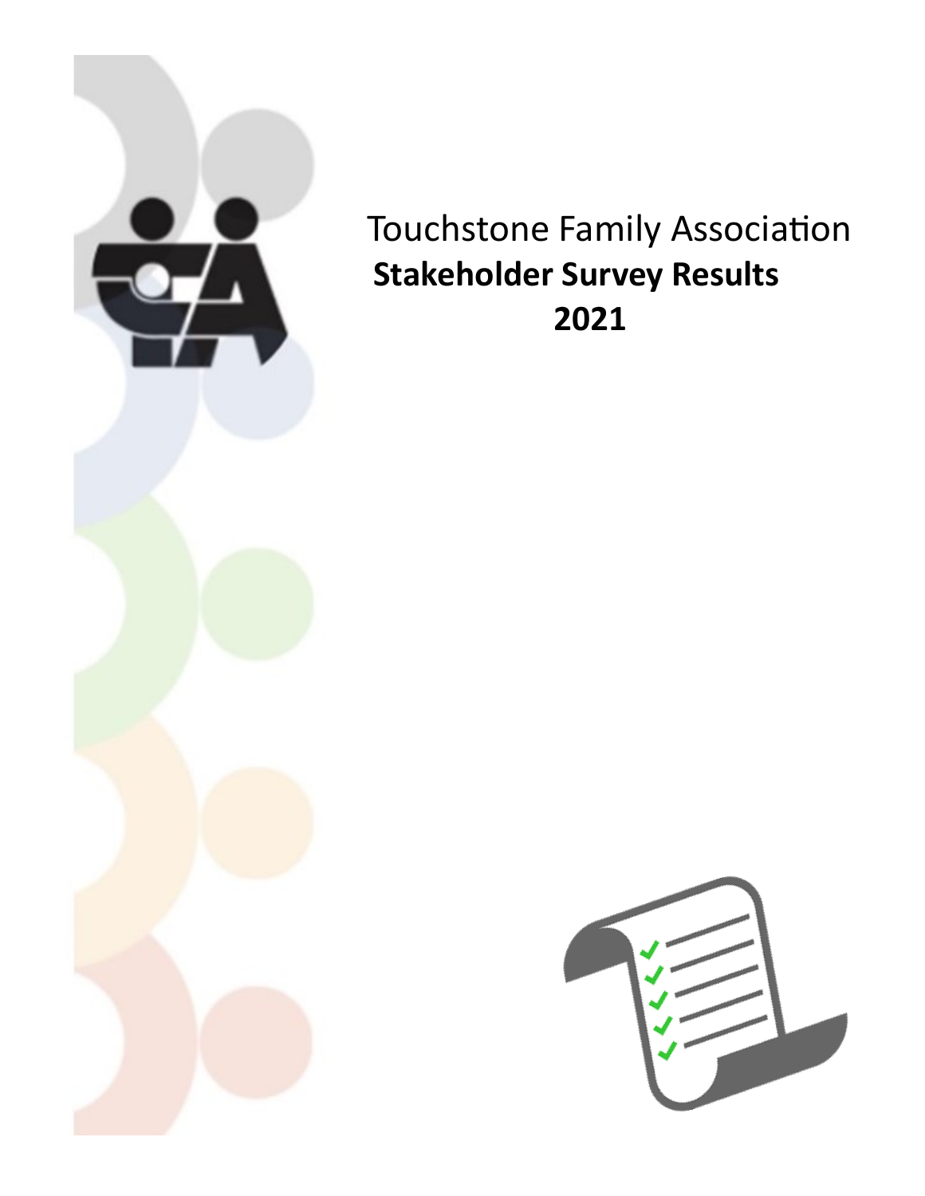# Touchstone Family Association

**Stakeholder Survey Results**

**2021**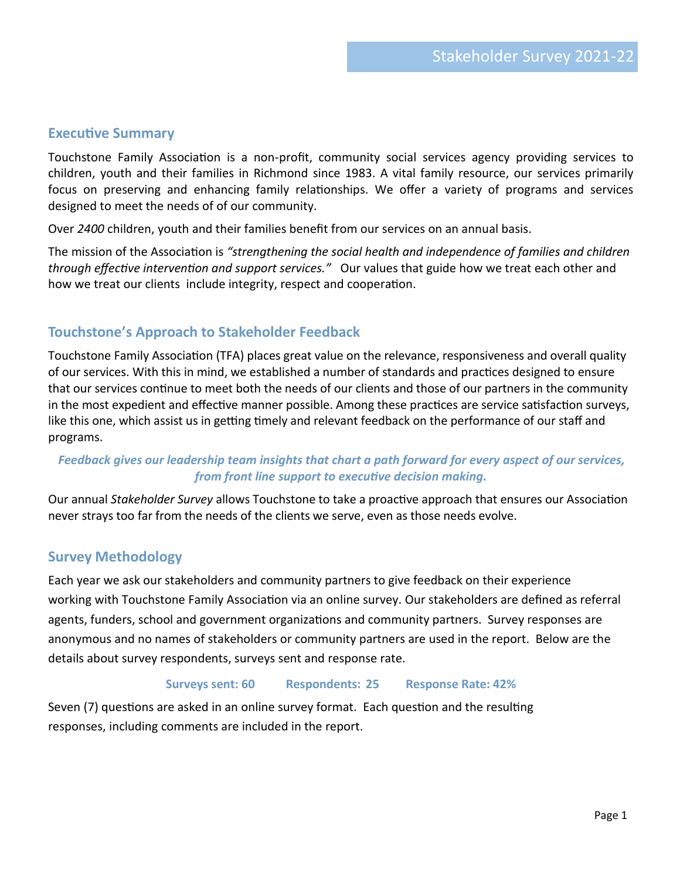## Executive Summary

Touchstone Family Association is a non-profit, community social services agency providing services to children, youth and their families in Richmond since 1983. A vital family resource, our services primarily focus on preserving and enhancing family relationships. We offer a variety of programs and services designed to meet the needs of of our community.

Over *2400* children, youth and their families benefit from our services on an annual basis.

The mission of the Association is *"strengthening the social health and independence of families and children through effective intervention and support services."* Our values that guide how we treat each other and how we treat our clients include integrity, respect and cooperation.

## Touchstone's Approach to Stakeholder Feedback

Touchstone Family Association (TFA) places great value on the relevance, responsiveness and overall quality of our services. With this in mind, we established a number of standards and practices designed to ensure that our services continue to meet both the needs of our clients and those of our partners in the community in the most expedient and effective manner possible. Among these practices are service satisfaction surveys, like this one, which assist us in getting timely and relevant feedback on the performance of our staff and programs.

***Feedback gives our leadership team insights that chart a path forward for every aspect of our services, from front line support to executive decision making.***

Our annual *Stakeholder Survey* allows Touchstone to take a proactive approach that ensures our Association never strays too far from the needs of the clients we serve, even as those needs evolve.

## Survey Methodology

Each year we ask our stakeholders and community partners to give feedback on their experience working with Touchstone Family Association via an online survey. Our stakeholders are defined as referral agents, funders, school and government organizations and community partners. Survey responses are anonymous and no names of stakeholders or community partners are used in the report. Below are the details about survey respondents, surveys sent and response rate.

**Surveys sent: 60    Respondents: 25    Response Rate: 42%**

Seven (7) questions are asked in an online survey format. Each question and the resulting responses, including comments are included in the report.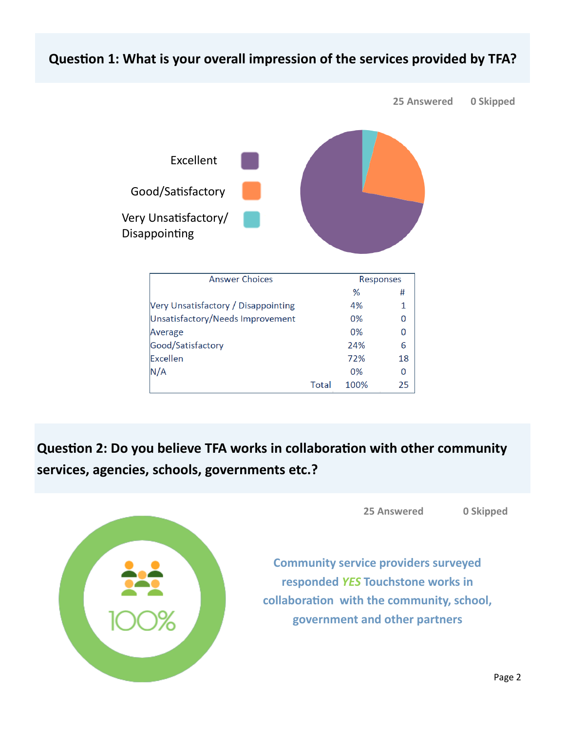## Question 1: What is your overall impression of the services provided by TFA?

25 Answered    0 Skipped

Excellent

Good/Satisfactory

Very Unsatisfactory/ Disappointing

| Answer Choices | Responses | |
|---|---|---|
| | % | # |
| Very Unsatisfactory / Disappointing | 4% | 1 |
| Unsatisfactory/Needs Improvement | 0% | 0 |
| Average | 0% | 0 |
| Good/Satisfactory | 24% | 6 |
| Excellen | 72% | 18 |
| N/A | 0% | 0 |
| Total | 100% | 25 |

## Question 2: Do you believe TFA works in collaboration with other community services, agencies, schools, governments etc.?

25 Answered    0 Skipped

100%

Community service providers surveyed responded ***YES*** Touchstone works in collaboration with the community, school, government and other partners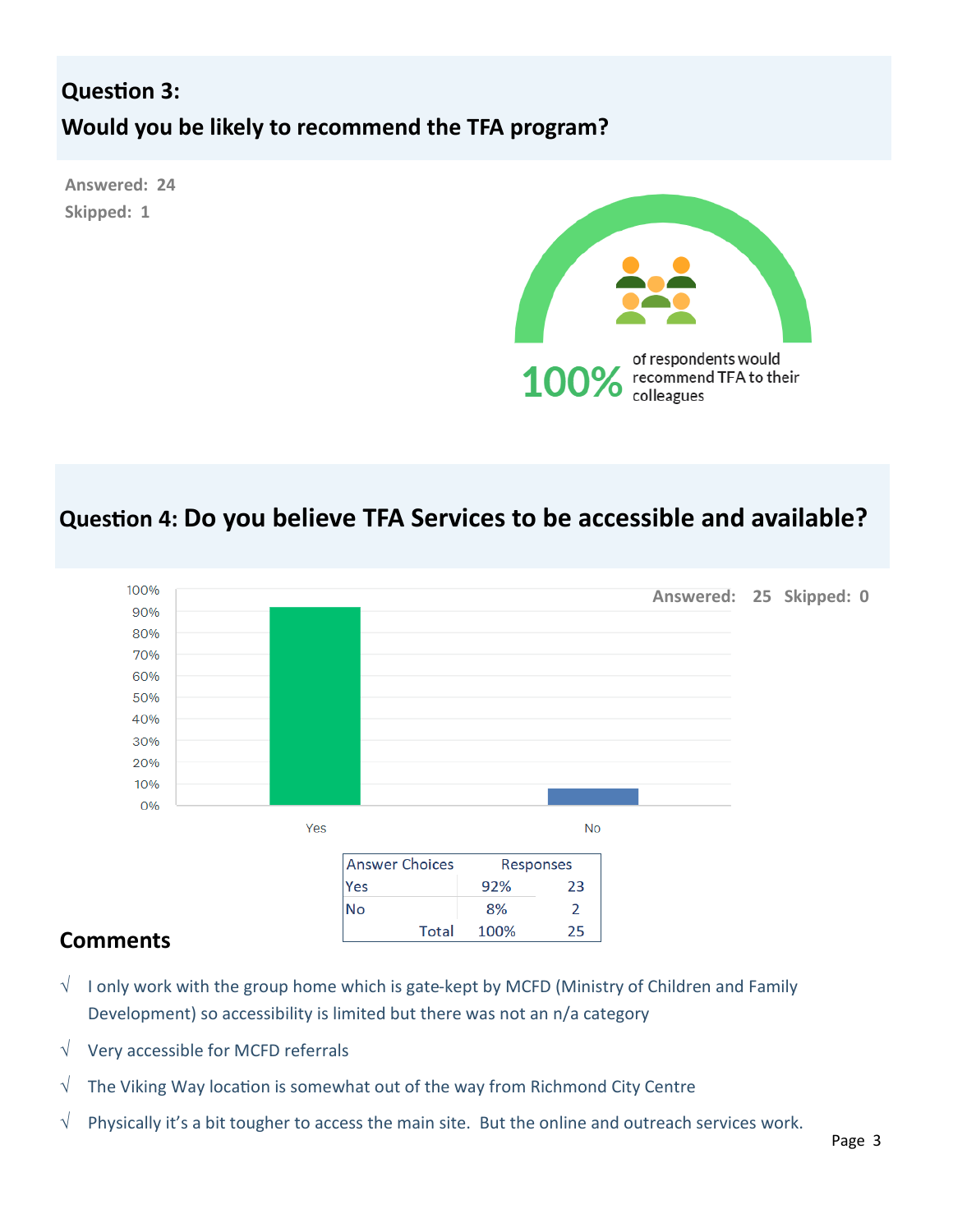## Question 3:
## Would you be likely to recommend the TFA program?

**Answered: 24**
**Skipped: 1**

100% of respondents would recommend TFA to their colleagues

## Question 4: Do you believe TFA Services to be accessible and available?

**Answered: 25 Skipped: 0**

| Answer Choices | Responses | |
|---|---|---|
| Yes | 92% | 23 |
| No | 8% | 2 |
| Total | 100% | 25 |

### Comments

- √ I only work with the group home which is gate-kept by MCFD (Ministry of Children and Family Development) so accessibility is limited but there was not an n/a category
- √ Very accessible for MCFD referrals
- √ The Viking Way location is somewhat out of the way from Richmond City Centre
- √ Physically it's a bit tougher to access the main site. But the online and outreach services work.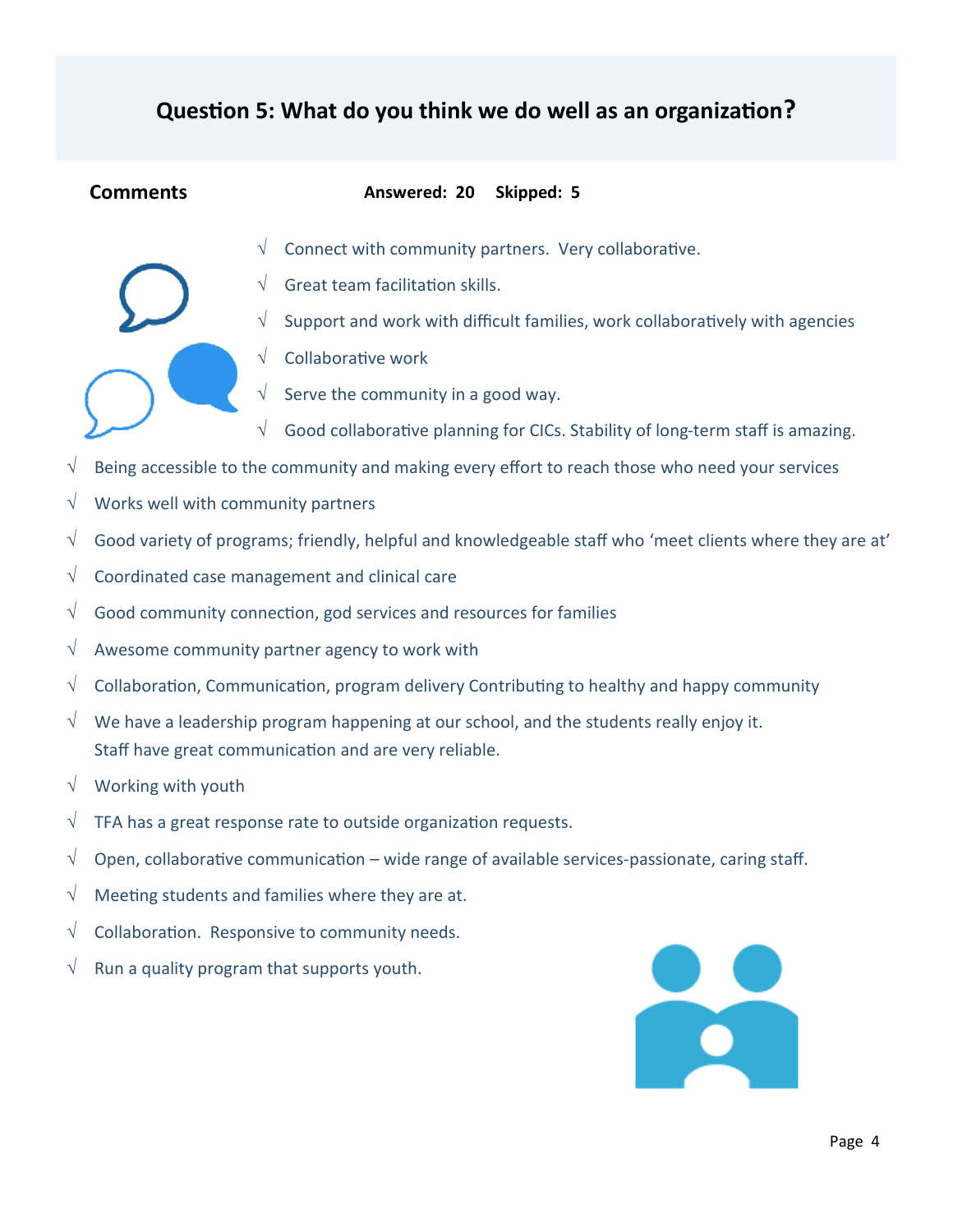## Question 5: What do you think we do well as an organization?

**Comments** **Answered: 20** **Skipped: 5**

- √ Connect with community partners. Very collaborative.
- √ Great team facilitation skills.
- √ Support and work with difficult families, work collaboratively with agencies
- √ Collaborative work
- √ Serve the community in a good way.
- √ Good collaborative planning for CICs. Stability of long-term staff is amazing.
- √ Being accessible to the community and making every effort to reach those who need your services
- √ Works well with community partners
- √ Good variety of programs; friendly, helpful and knowledgeable staff who 'meet clients where they are at'
- √ Coordinated case management and clinical care
- √ Good community connection, god services and resources for families
- √ Awesome community partner agency to work with
- √ Collaboration, Communication, program delivery Contributing to healthy and happy community
- √ We have a leadership program happening at our school, and the students really enjoy it.
  Staff have great communication and are very reliable.
- √ Working with youth
- √ TFA has a great response rate to outside organization requests.
- √ Open, collaborative communication – wide range of available services-passionate, caring staff.
- √ Meeting students and families where they are at.
- √ Collaboration. Responsive to community needs.
- √ Run a quality program that supports youth.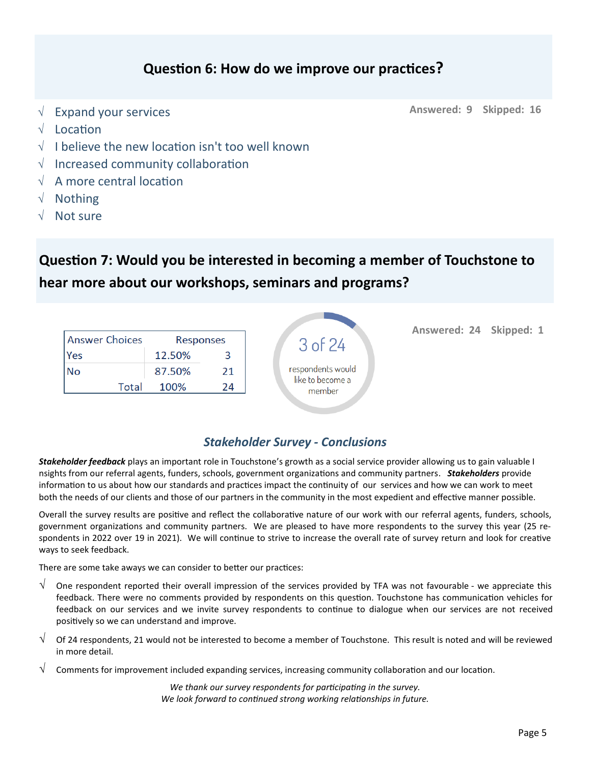## Question 6: How do we improve our practices?

Answered: 9 Skipped: 16

- √ Expand your services
- √ Location
- √ I believe the new location isn't too well known
- √ Increased community collaboration
- √ A more central location
- √ Nothing
- √ Not sure

## Question 7: Would you be interested in becoming a member of Touchstone to hear more about our workshops, seminars and programs?

| Answer Choices | Responses | |
|---|---|---|
| Yes | 12.50% | 3 |
| No | 87.50% | 21 |
| Total | 100% | 24 |

3 of 24

respondents would like to become a member

Answered: 24 Skipped: 1

### *Stakeholder Survey - Conclusions*

***Stakeholder feedback*** plays an important role in Touchstone's growth as a social service provider allowing us to gain valuable I nsights from our referral agents, funders, schools, government organizations and community partners. ***Stakeholders*** provide information to us about how our standards and practices impact the continuity of our services and how we can work to meet both the needs of our clients and those of our partners in the community in the most expedient and effective manner possible.

Overall the survey results are positive and reflect the collaborative nature of our work with our referral agents, funders, schools, government organizations and community partners. We are pleased to have more respondents to the survey this year (25 respondents in 2022 over 19 in 2021). We will continue to strive to increase the overall rate of survey return and look for creative ways to seek feedback.

There are some take aways we can consider to better our practices:

- √ One respondent reported their overall impression of the services provided by TFA was not favourable - we appreciate this feedback. There were no comments provided by respondents on this question. Touchstone has communication vehicles for feedback on our services and we invite survey respondents to continue to dialogue when our services are not received positively so we can understand and improve.
- √ Of 24 respondents, 21 would not be interested to become a member of Touchstone. This result is noted and will be reviewed in more detail.
- √ Comments for improvement included expanding services, increasing community collaboration and our location.

*We thank our survey respondents for participating in the survey.*
*We look forward to continued strong working relationships in future.*